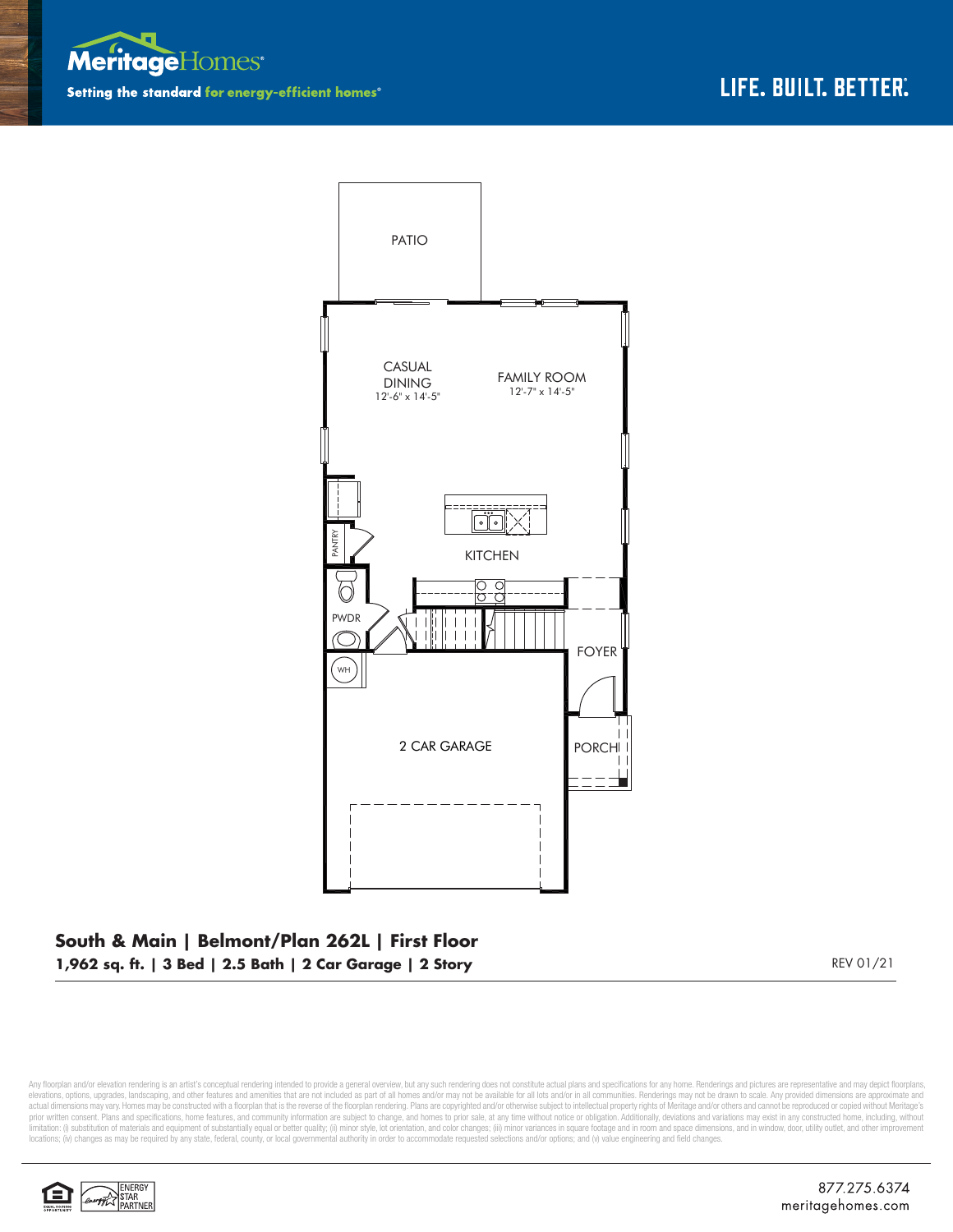MeritageHomes®

Setting the standard for energy-efficient homes®

LIFE. BUILT. BETTER.®

PATIO

CASUAL DINING
12'-6" x 14'-5"

FAMILY ROOM
12'-7" x 14'-5"

PANTRY

KITCHEN

PWDR

WH

FOYER

2 CAR GARAGE

PORCH

**South & Main | Belmont/Plan 262L | First Floor**

**1,962 sq. ft. | 3 Bed | 2.5 Bath | 2 Car Garage | 2 Story**

REV 01/21

Any floorplan and/or elevation rendering is an artist's conceptual rendering intended to provide a general overview, but any such rendering does not constitute actual plans and specifications for any home. Renderings and pictures are representative and may depict floorplans, elevations, options, upgrades, landscaping, and other features and amenities that are not included as part of all homes and/or may not be available for all lots and/or in all communities. Renderings may not be drawn to scale. Any provided dimensions are approximate and actual dimensions may vary. Homes may be constructed with a floorplan that is the reverse of the floorplan rendering. Plans are copyrighted and/or otherwise subject to intellectual property rights of Meritage and/or others and cannot be reproduced or copied without Meritage's prior written consent. Plans and specifications, home features, and community information are subject to change, and homes to prior sale, at any time without notice or obligation. Additionally, deviations and variations may exist in any constructed home, including, without limitation: (i) substitution of materials and equipment of substantially equal or better quality; (ii) minor style, lot orientation, and color changes; (iii) minor variances in square footage and in room and space dimensions, and in window, door, utility outlet, and other improvement locations; (iv) changes as may be required by any state, federal, county, or local governmental authority in order to accommodate requested selections and/or options; and (v) value engineering and field changes.

ENERGY STAR PARTNER

877.275.6374
meritagehomes.com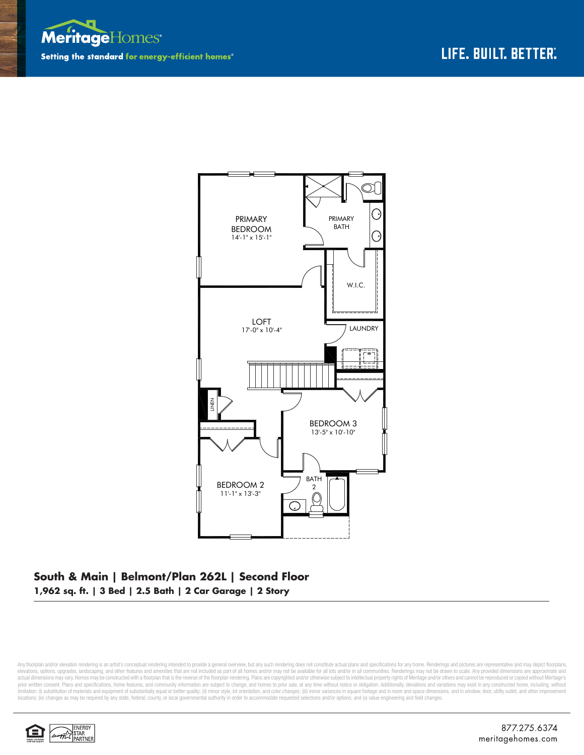Meritage Homes

Setting the standard for energy-efficient homes®

LIFE. BUILT. BETTER.®

PRIMARY BEDROOM
14'-1" x 15'-1"

PRIMARY BATH

W.I.C.

LOFT
17'-0" x 10'-4"

LAUNDRY

LINEN

BEDROOM 3
13'-5" x 10'-10"

BATH 2

BEDROOM 2
11'-1" x 13'-3"

## South & Main | Belmont/Plan 262L | Second Floor

**1,962 sq. ft. | 3 Bed | 2.5 Bath | 2 Car Garage | 2 Story**

Any floorplan and/or elevation rendering is an artist's conceptual rendering intended to provide a general overview, but any such rendering does not constitute actual plans and specifications for any home. Renderings and pictures are representative and may depict floorplans, elevations, options, upgrades, landscaping, and other features and amenities that are not included as part of all homes and/or may not be available for all lots and/or in all communities. Renderings may not be drawn to scale. Any provided dimensions are approximate and actual dimensions may vary. Homes may be constructed with a floorplan that is the reverse of the floorplan rendering. Plans are copyrighted and/or otherwise subject to intellectual property rights of Meritage and/or others and cannot be reproduced or copied without Meritage's prior written consent. Plans and specifications, home features, and community information are subject to change, and homes to prior sale, at any time without notice or obligation. Additionally, deviations and variations may exist in any constructed home, including, without limitation: (i) substitution of materials and equipment of substantially equal or better quality; (ii) minor style, lot orientation, and color changes; (iii) minor variances in square footage and in room and space dimensions, and in window, door, utility outlet, and other improvement locations; (iv) changes as may be required by any state, federal, county, or local governmental authority in order to accommodate requested selections and/or options; and (v) value engineering and field changes.

ENERGY STAR PARTNER

877.275.6374
meritagehomes.com